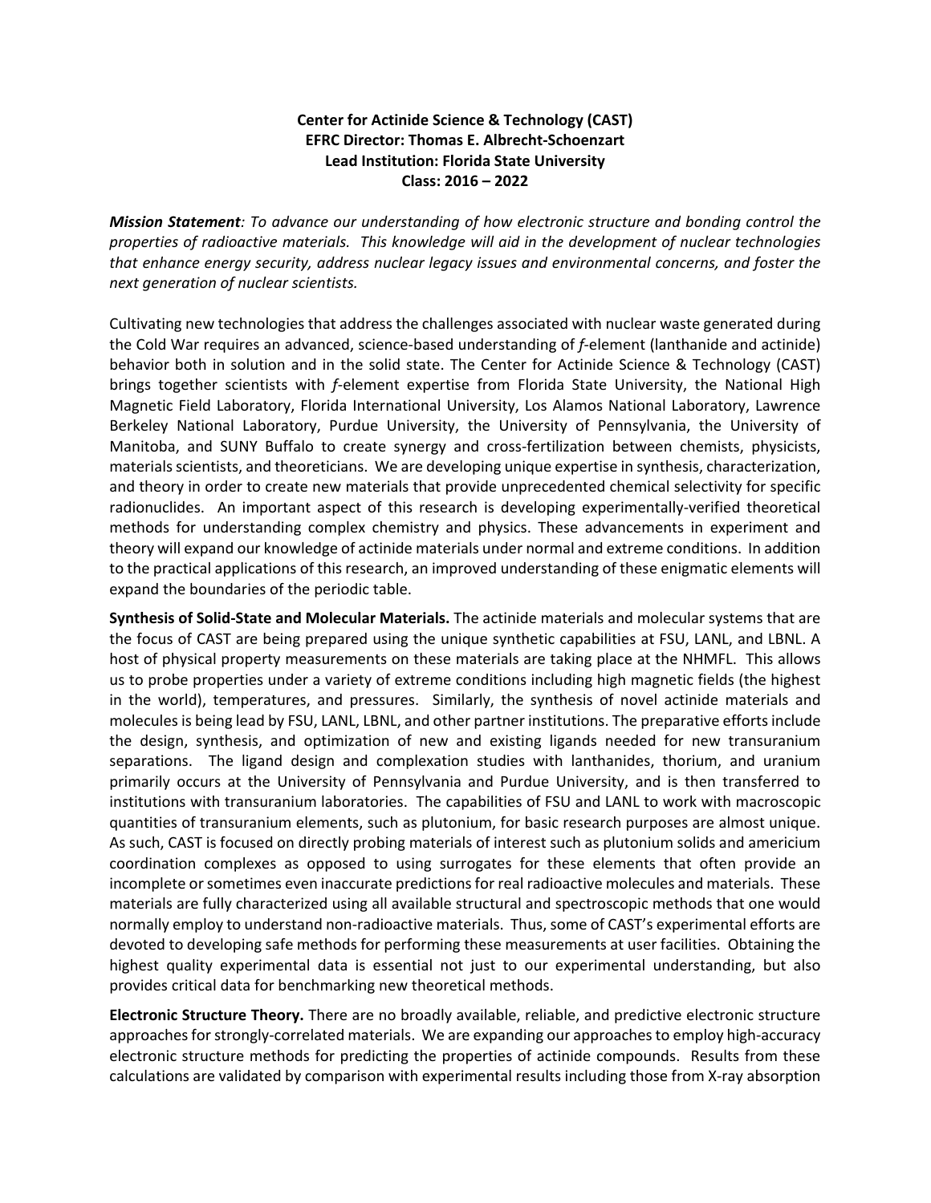**Center for Actinide Science & Technology (CAST)**
**EFRC Director: Thomas E. Albrecht-Schoenzart**
**Lead Institution: Florida State University**
**Class: 2016 – 2022**

***Mission Statement**: To advance our understanding of how electronic structure and bonding control the properties of radioactive materials. This knowledge will aid in the development of nuclear technologies that enhance energy security, address nuclear legacy issues and environmental concerns, and foster the next generation of nuclear scientists.*

Cultivating new technologies that address the challenges associated with nuclear waste generated during the Cold War requires an advanced, science-based understanding of *f*-element (lanthanide and actinide) behavior both in solution and in the solid state. The Center for Actinide Science & Technology (CAST) brings together scientists with *f*-element expertise from Florida State University, the National High Magnetic Field Laboratory, Florida International University, Los Alamos National Laboratory, Lawrence Berkeley National Laboratory, Purdue University, the University of Pennsylvania, the University of Manitoba, and SUNY Buffalo to create synergy and cross-fertilization between chemists, physicists, materials scientists, and theoreticians. We are developing unique expertise in synthesis, characterization, and theory in order to create new materials that provide unprecedented chemical selectivity for specific radionuclides. An important aspect of this research is developing experimentally-verified theoretical methods for understanding complex chemistry and physics. These advancements in experiment and theory will expand our knowledge of actinide materials under normal and extreme conditions. In addition to the practical applications of this research, an improved understanding of these enigmatic elements will expand the boundaries of the periodic table.

**Synthesis of Solid-State and Molecular Materials.** The actinide materials and molecular systems that are the focus of CAST are being prepared using the unique synthetic capabilities at FSU, LANL, and LBNL. A host of physical property measurements on these materials are taking place at the NHMFL. This allows us to probe properties under a variety of extreme conditions including high magnetic fields (the highest in the world), temperatures, and pressures. Similarly, the synthesis of novel actinide materials and molecules is being lead by FSU, LANL, LBNL, and other partner institutions. The preparative efforts include the design, synthesis, and optimization of new and existing ligands needed for new transuranium separations. The ligand design and complexation studies with lanthanides, thorium, and uranium primarily occurs at the University of Pennsylvania and Purdue University, and is then transferred to institutions with transuranium laboratories. The capabilities of FSU and LANL to work with macroscopic quantities of transuranium elements, such as plutonium, for basic research purposes are almost unique. As such, CAST is focused on directly probing materials of interest such as plutonium solids and americium coordination complexes as opposed to using surrogates for these elements that often provide an incomplete or sometimes even inaccurate predictions for real radioactive molecules and materials. These materials are fully characterized using all available structural and spectroscopic methods that one would normally employ to understand non-radioactive materials. Thus, some of CAST's experimental efforts are devoted to developing safe methods for performing these measurements at user facilities. Obtaining the highest quality experimental data is essential not just to our experimental understanding, but also provides critical data for benchmarking new theoretical methods.

**Electronic Structure Theory.** There are no broadly available, reliable, and predictive electronic structure approaches for strongly-correlated materials. We are expanding our approaches to employ high-accuracy electronic structure methods for predicting the properties of actinide compounds. Results from these calculations are validated by comparison with experimental results including those from X-ray absorption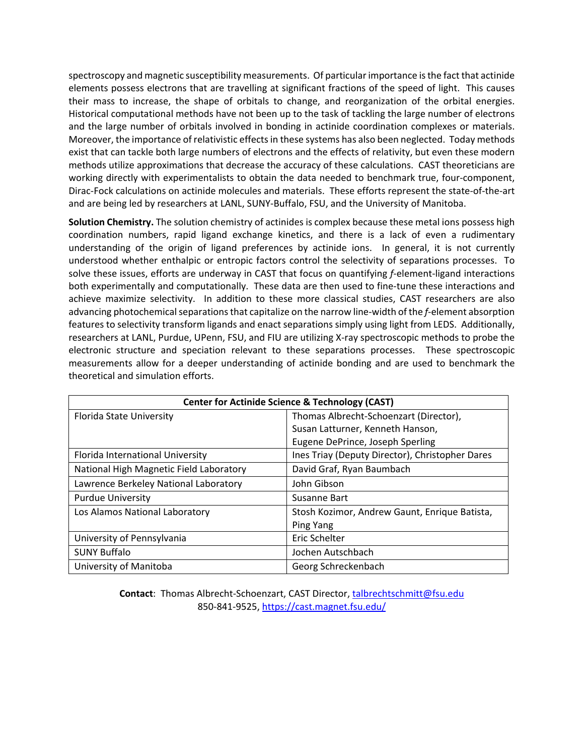spectroscopy and magnetic susceptibility measurements. Of particular importance is the fact that actinide elements possess electrons that are travelling at significant fractions of the speed of light. This causes their mass to increase, the shape of orbitals to change, and reorganization of the orbital energies. Historical computational methods have not been up to the task of tackling the large number of electrons and the large number of orbitals involved in bonding in actinide coordination complexes or materials. Moreover, the importance of relativistic effects in these systems has also been neglected. Today methods exist that can tackle both large numbers of electrons and the effects of relativity, but even these modern methods utilize approximations that decrease the accuracy of these calculations. CAST theoreticians are working directly with experimentalists to obtain the data needed to benchmark true, four-component, Dirac-Fock calculations on actinide molecules and materials. These efforts represent the state-of-the-art and are being led by researchers at LANL, SUNY-Buffalo, FSU, and the University of Manitoba.

**Solution Chemistry.** The solution chemistry of actinides is complex because these metal ions possess high coordination numbers, rapid ligand exchange kinetics, and there is a lack of even a rudimentary understanding of the origin of ligand preferences by actinide ions. In general, it is not currently understood whether enthalpic or entropic factors control the selectivity of separations processes. To solve these issues, efforts are underway in CAST that focus on quantifying *f*-element-ligand interactions both experimentally and computationally. These data are then used to fine-tune these interactions and achieve maximize selectivity. In addition to these more classical studies, CAST researchers are also advancing photochemical separations that capitalize on the narrow line-width of the *f*-element absorption features to selectivity transform ligands and enact separations simply using light from LEDS. Additionally, researchers at LANL, Purdue, UPenn, FSU, and FIU are utilizing X-ray spectroscopic methods to probe the electronic structure and speciation relevant to these separations processes. These spectroscopic measurements allow for a deeper understanding of actinide bonding and are used to benchmark the theoretical and simulation efforts.

| **Center for Actinide Science & Technology (CAST)** | |
|---|---|
| Florida State University | Thomas Albrecht-Schoenzart (Director), Susan Latturner, Kenneth Hanson, Eugene DePrince, Joseph Sperling |
| Florida International University | Ines Triay (Deputy Director), Christopher Dares |
| National High Magnetic Field Laboratory | David Graf, Ryan Baumbach |
| Lawrence Berkeley National Laboratory | John Gibson |
| Purdue University | Susanne Bart |
| Los Alamos National Laboratory | Stosh Kozimor, Andrew Gaunt, Enrique Batista, Ping Yang |
| University of Pennsylvania | Eric Schelter |
| SUNY Buffalo | Jochen Autschbach |
| University of Manitoba | Georg Schreckenbach |

**Contact**: Thomas Albrecht-Schoenzart, CAST Director, talbrechtschmitt@fsu.edu
850-841-9525, https://cast.magnet.fsu.edu/